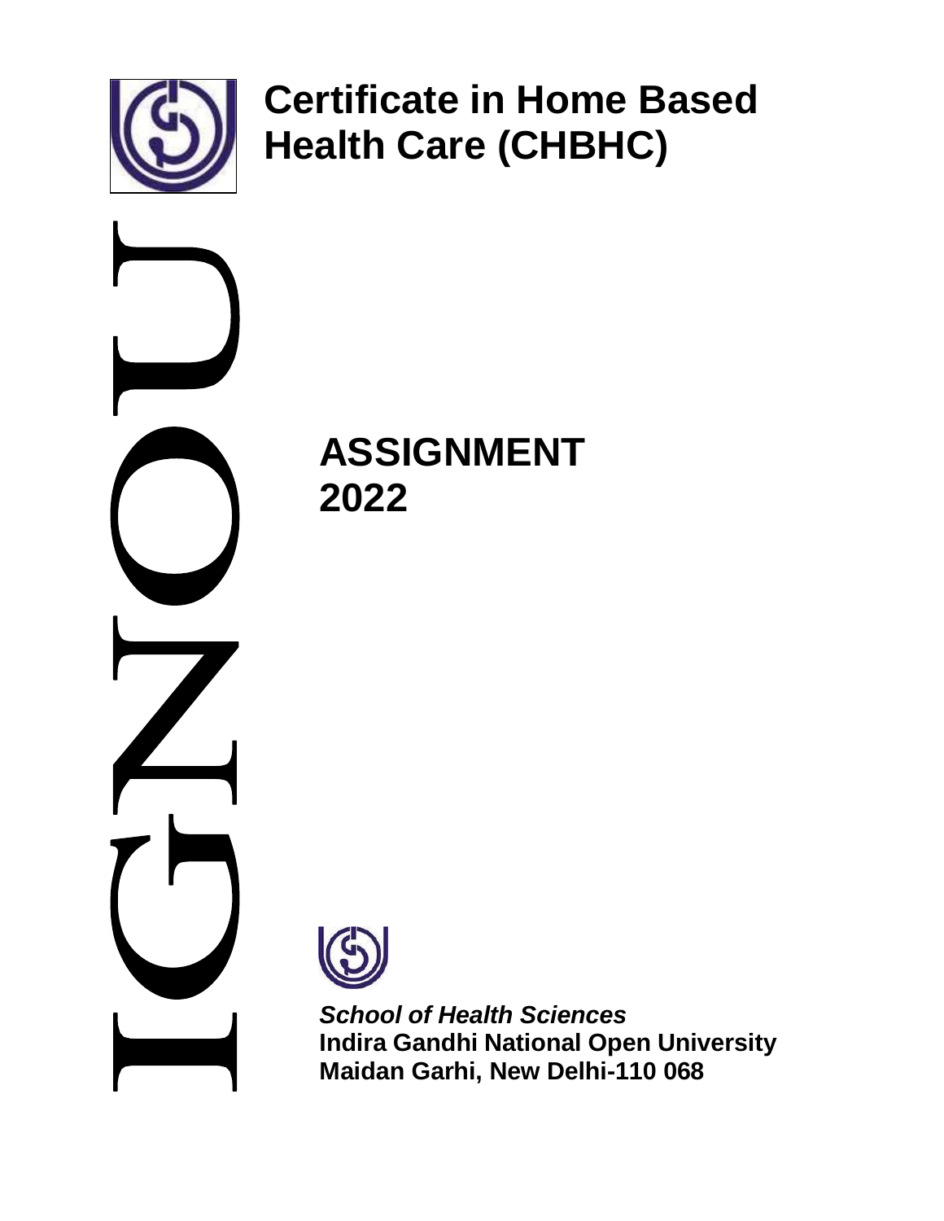# Certificate in Home Based Health Care (CHBHC)

IGNOU

## ASSIGNMENT 2022

*School of Health Sciences*
**Indira Gandhi National Open University**
**Maidan Garhi, New Delhi-110 068**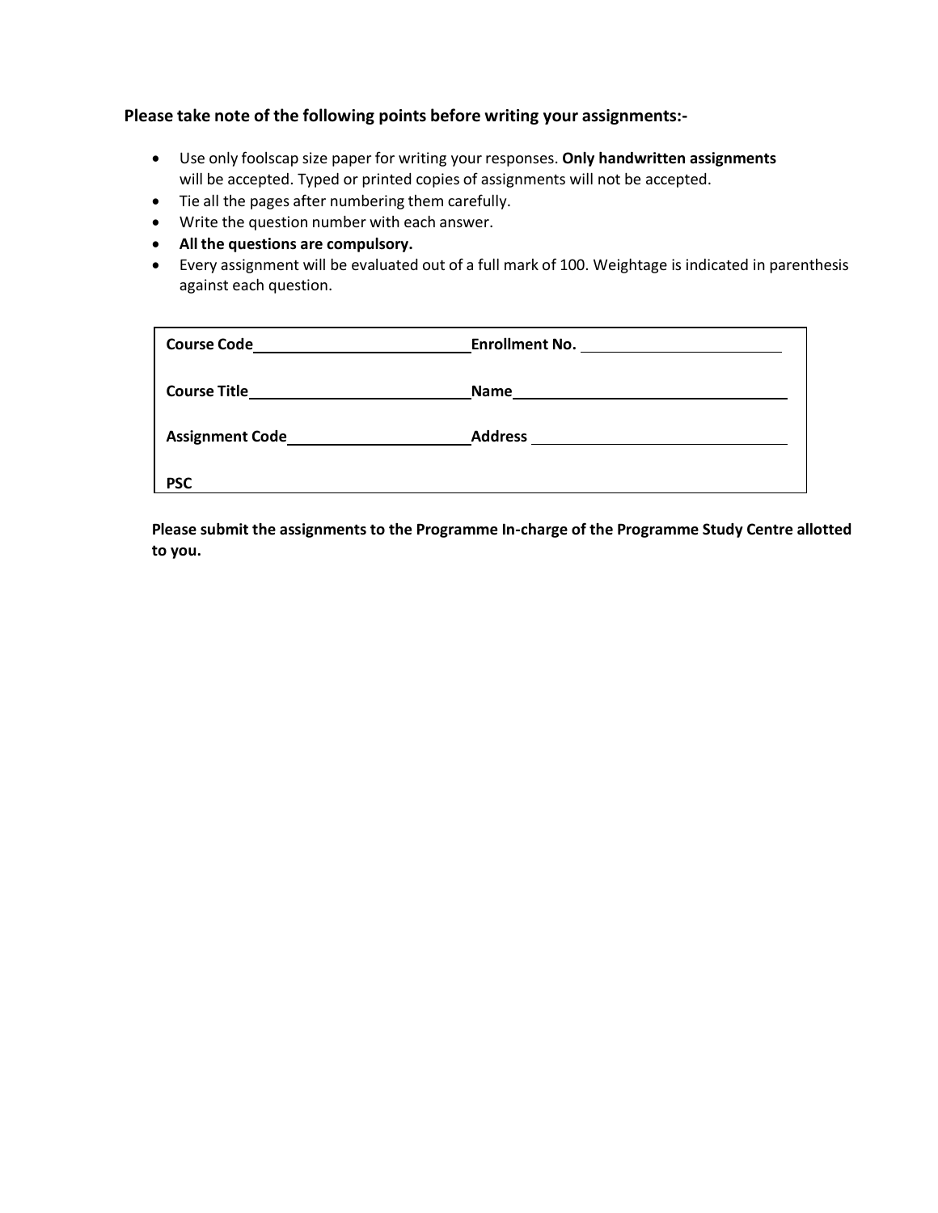**Please take note of the following points before writing your assignments:-**

- Use only foolscap size paper for writing your responses. **Only handwritten assignments** will be accepted. Typed or printed copies of assignments will not be accepted.
- Tie all the pages after numbering them carefully.
- Write the question number with each answer.
- **All the questions are compulsory.**
- Every assignment will be evaluated out of a full mark of 100. Weightage is indicated in parenthesis against each question.

| | |
|---|---|
| **Course Code** ______________________ | **Enrollment No.** ______________________ |
| **Course Title** ______________________ | **Name** ______________________ |
| **Assignment Code** ______________________ | **Address** ______________________ |
| **PSC** | |

**Please submit the assignments to the Programme In-charge of the Programme Study Centre allotted to you.**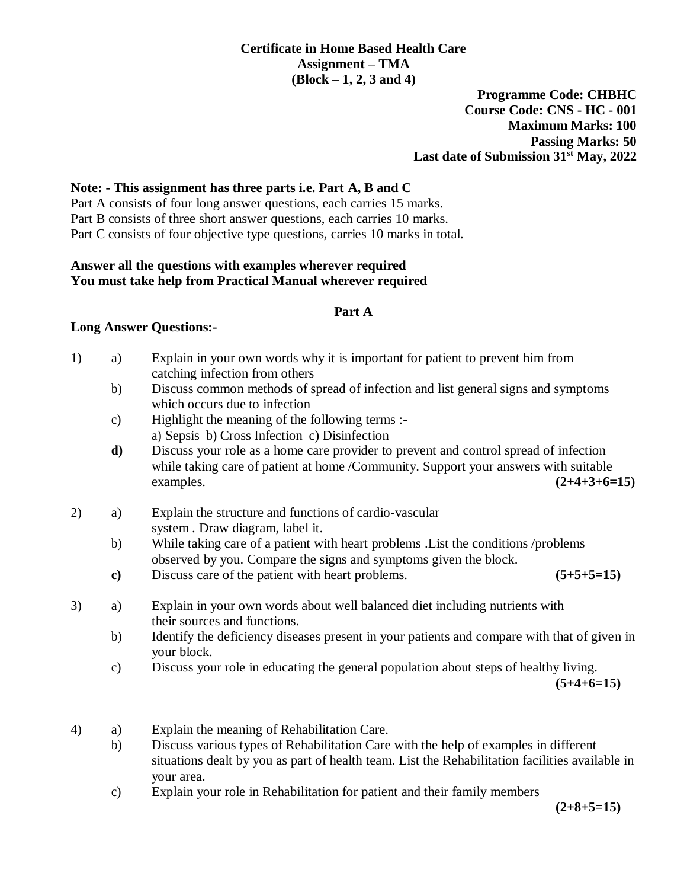**Certificate in Home Based Health Care**
**Assignment – TMA**
**(Block – 1, 2, 3 and 4)**

**Programme Code: CHBHC**
**Course Code: CNS - HC - 001**
**Maximum Marks: 100**
**Passing Marks: 50**
**Last date of Submission 31st May, 2022**

**Note: - This assignment has three parts i.e. Part A, B and C**
Part A consists of four long answer questions, each carries 15 marks.
Part B consists of three short answer questions, each carries 10 marks.
Part C consists of four objective type questions, carries 10 marks in total.

**Answer all the questions with examples wherever required**
**You must take help from Practical Manual wherever required**

## Part A

**Long Answer Questions:-**

1) a) Explain in your own words why it is important for patient to prevent him from catching infection from others
   b) Discuss common methods of spread of infection and list general signs and symptoms which occurs due to infection
   c) Highlight the meaning of the following terms :-
      a) Sepsis b) Cross Infection c) Disinfection
   **d)** Discuss your role as a home care provider to prevent and control spread of infection while taking care of patient at home /Community. Support your answers with suitable examples. **(2+4+3+6=15)**

2) a) Explain the structure and functions of cardio-vascular system . Draw diagram, label it.
   b) While taking care of a patient with heart problems .List the conditions /problems observed by you. Compare the signs and symptoms given the block.
   **c)** Discuss care of the patient with heart problems. **(5+5+5=15)**

3) a) Explain in your own words about well balanced diet including nutrients with their sources and functions.
   b) Identify the deficiency diseases present in your patients and compare with that of given in your block.
   c) Discuss your role in educating the general population about steps of healthy living. **(5+4+6=15)**

4) a) Explain the meaning of Rehabilitation Care.
   b) Discuss various types of Rehabilitation Care with the help of examples in different situations dealt by you as part of health team. List the Rehabilitation facilities available in your area.
   c) Explain your role in Rehabilitation for patient and their family members **(2+8+5=15)**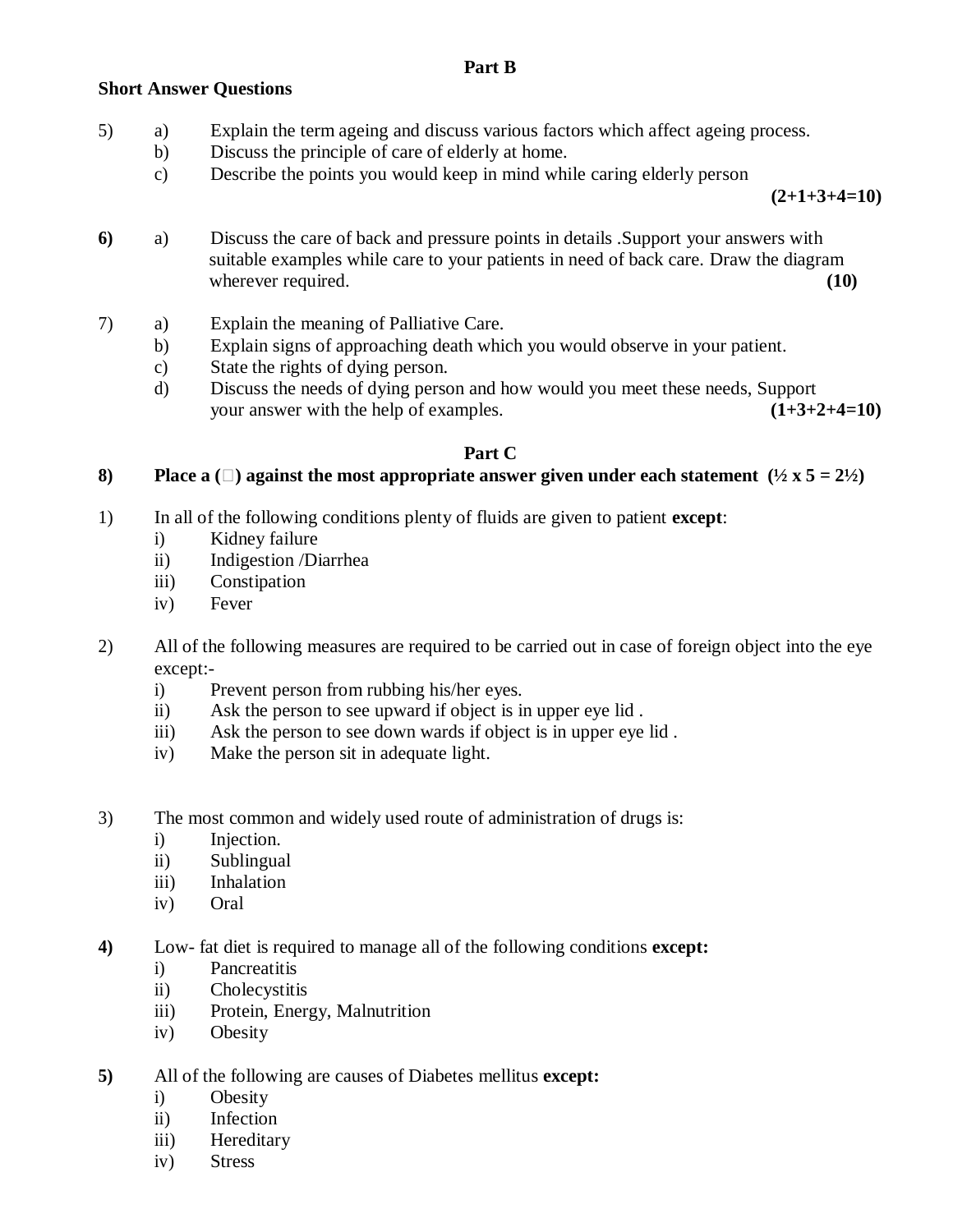## Part B

**Short Answer Questions**

5) a) Explain the term ageing and discuss various factors which affect ageing process.
   b) Discuss the principle of care of elderly at home.
   c) Describe the points you would keep in mind while caring elderly person

**(2+1+3+4=10)**

**6)** a) Discuss the care of back and pressure points in details .Support your answers with suitable examples while care to your patients in need of back care. Draw the diagram wherever required. **(10)**

7) a) Explain the meaning of Palliative Care.
   b) Explain signs of approaching death which you would observe in your patient.
   c) State the rights of dying person.
   d) Discuss the needs of dying person and how would you meet these needs, Support your answer with the help of examples. **(1+3+2+4=10)**

## Part C

**8) Place a (□) against the most appropriate answer given under each statement (½ x 5 = 2½)**

1) In all of the following conditions plenty of fluids are given to patient **except**:
   i) Kidney failure
   ii) Indigestion /Diarrhea
   iii) Constipation
   iv) Fever

2) All of the following measures are required to be carried out in case of foreign object into the eye except:-
   i) Prevent person from rubbing his/her eyes.
   ii) Ask the person to see upward if object is in upper eye lid .
   iii) Ask the person to see down wards if object is in upper eye lid .
   iv) Make the person sit in adequate light.

3) The most common and widely used route of administration of drugs is:
   i) Injection.
   ii) Sublingual
   iii) Inhalation
   iv) Oral

**4)** Low- fat diet is required to manage all of the following conditions **except:**
   i) Pancreatitis
   ii) Cholecystitis
   iii) Protein, Energy, Malnutrition
   iv) Obesity

**5)** All of the following are causes of Diabetes mellitus **except:**
   i) Obesity
   ii) Infection
   iii) Hereditary
   iv) Stress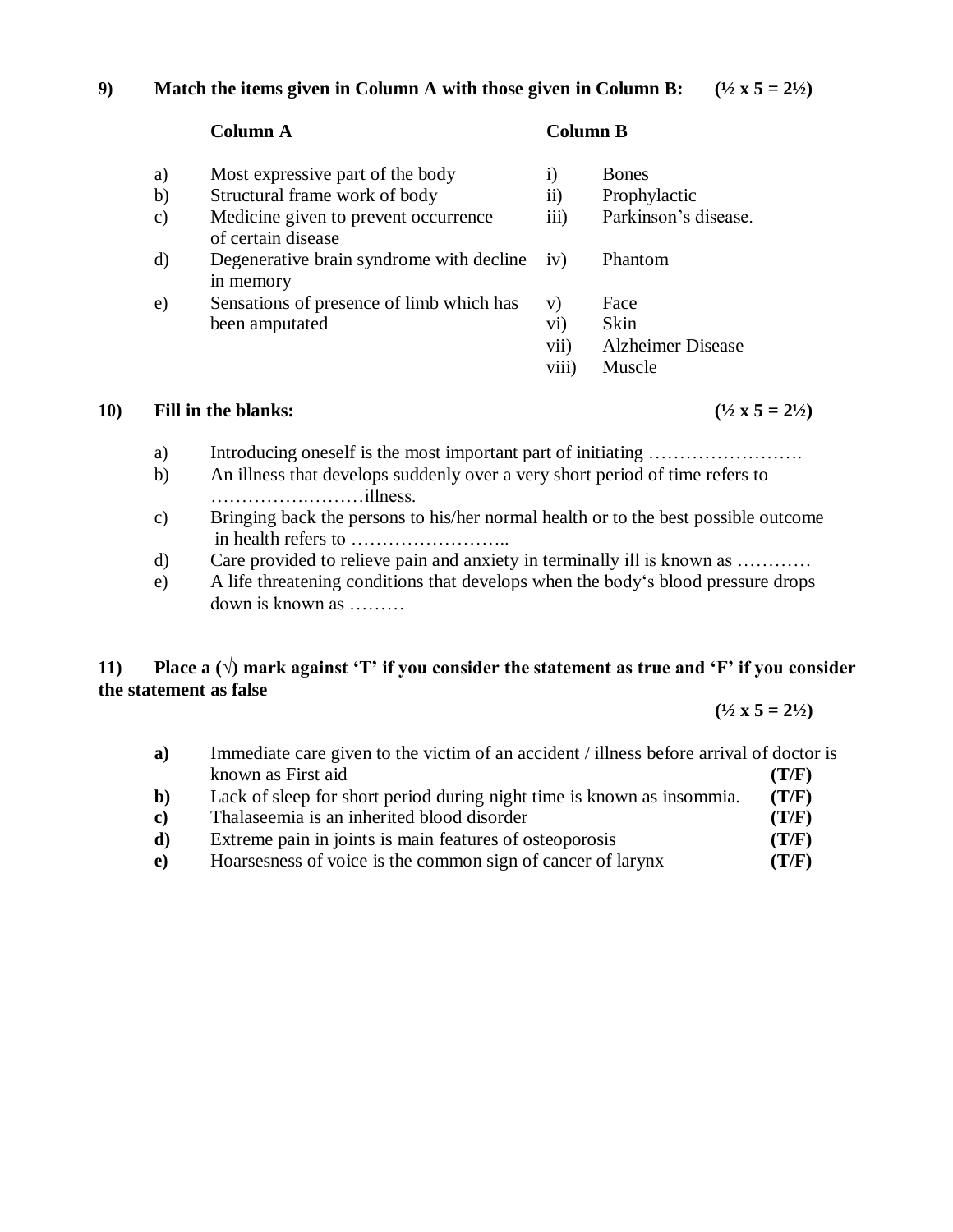**9) Match the items given in Column A with those given in Column B: (½ x 5 = 2½)**

| | Column A | | Column B |
|---|---|---|---|
| a) | Most expressive part of the body | i) | Bones |
| b) | Structural frame work of body | ii) | Prophylactic |
| c) | Medicine given to prevent occurrence of certain disease | iii) | Parkinson's disease. |
| d) | Degenerative brain syndrome with decline in memory | iv) | Phantom |
| e) | Sensations of presence of limb which has been amputated | v) | Face |
| | | vi) | Skin |
| | | vii) | Alzheimer Disease |
| | | viii) | Muscle |

**10) Fill in the blanks: (½ x 5 = 2½)**

a) Introducing oneself is the most important part of initiating …………………….

b) An illness that develops suddenly over a very short period of time refers to ………………………illness.

c) Bringing back the persons to his/her normal health or to the best possible outcome in health refers to ……………………..

d) Care provided to relieve pain and anxiety in terminally ill is known as …………

e) A life threatening conditions that develops when the body's blood pressure drops down is known as ………

**11) Place a (√) mark against 'T' if you consider the statement as true and 'F' if you consider the statement as false**

**(½ x 5 = 2½)**

**a)** Immediate care given to the victim of an accident / illness before arrival of doctor is known as First aid **(T/F)**

**b)** Lack of sleep for short period during night time is known as insommia. **(T/F)**

**c)** Thalaseemia is an inherited blood disorder **(T/F)**

**d)** Extreme pain in joints is main features of osteoporosis **(T/F)**

**e)** Hoarsesness of voice is the common sign of cancer of larynx **(T/F)**